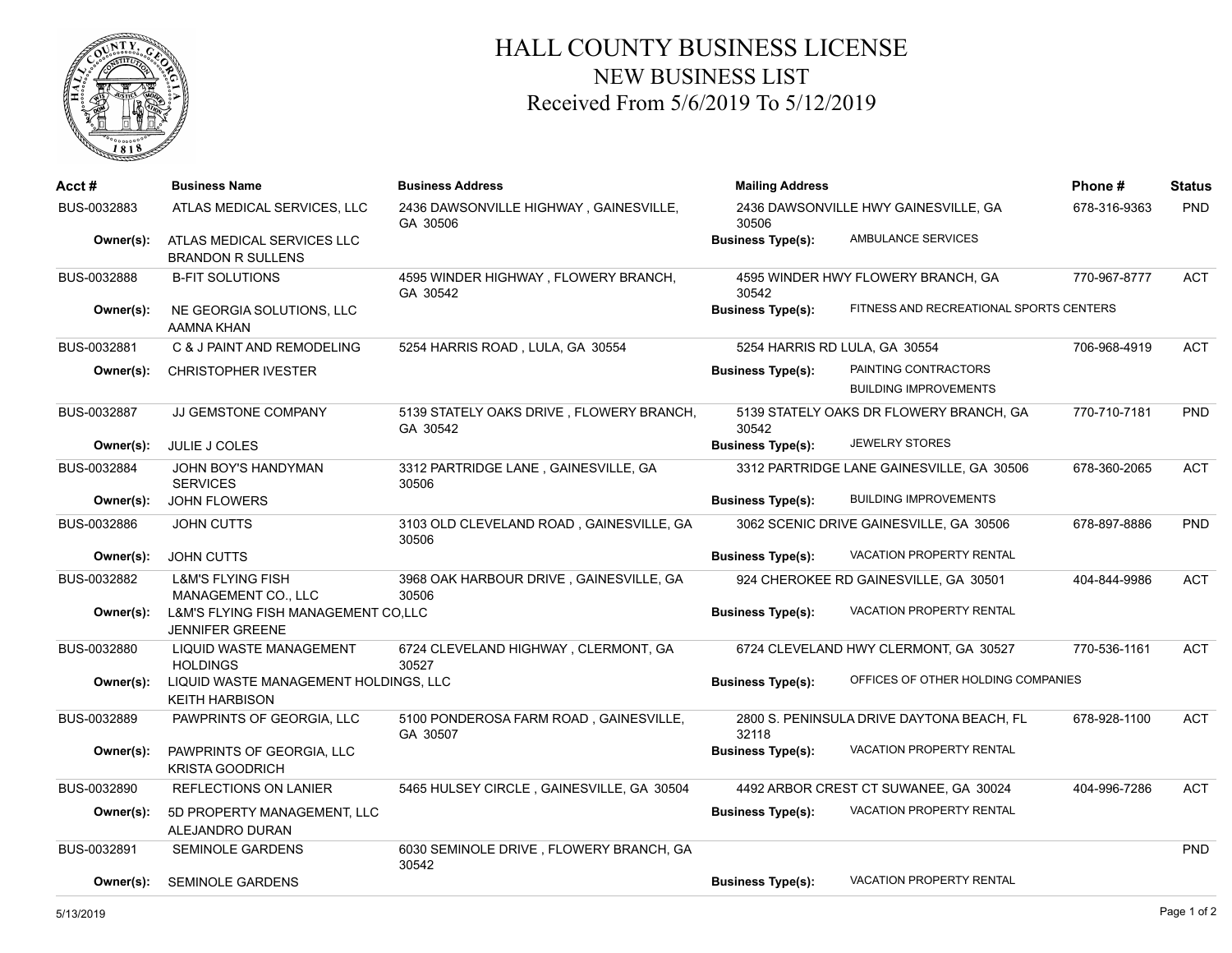# HALL COUNTY BUSINESS LICENSE

## NEW BUSINESS LIST

### Received From 5/6/2019 To 5/12/2019

| Acct # | Business Name | Business Address | Mailing Address | Phone # | Status |
|---|---|---|---|---|---|
| BUS-0032883 | ATLAS MEDICAL SERVICES, LLC | 2436 DAWSONVILLE HIGHWAY , GAINESVILLE, GA 30506 | 2436 DAWSONVILLE HWY GAINESVILLE, GA 30506 | 678-316-9363 | PND |
| Owner(s): | ATLAS MEDICAL SERVICES LLC<br>BRANDON R SULLENS | | Business Type(s): AMBULANCE SERVICES | | |
| BUS-0032888 | B-FIT SOLUTIONS | 4595 WINDER HIGHWAY , FLOWERY BRANCH, GA 30542 | 4595 WINDER HWY FLOWERY BRANCH, GA 30542 | 770-967-8777 | ACT |
| Owner(s): | NE GEORGIA SOLUTIONS, LLC<br>AAMNA KHAN | | Business Type(s): FITNESS AND RECREATIONAL SPORTS CENTERS | | |
| BUS-0032881 | C & J PAINT AND REMODELING | 5254 HARRIS ROAD , LULA, GA 30554 | 5254 HARRIS RD LULA, GA 30554 | 706-968-4919 | ACT |
| Owner(s): | CHRISTOPHER IVESTER | | Business Type(s): PAINTING CONTRACTORS<br>BUILDING IMPROVEMENTS | | |
| BUS-0032887 | JJ GEMSTONE COMPANY | 5139 STATELY OAKS DRIVE , FLOWERY BRANCH, GA 30542 | 5139 STATELY OAKS DR FLOWERY BRANCH, GA 30542 | 770-710-7181 | PND |
| Owner(s): | JULIE J COLES | | Business Type(s): JEWELRY STORES | | |
| BUS-0032884 | JOHN BOY'S HANDYMAN SERVICES | 3312 PARTRIDGE LANE , GAINESVILLE, GA 30506 | 3312 PARTRIDGE LANE GAINESVILLE, GA 30506 | 678-360-2065 | ACT |
| Owner(s): | JOHN FLOWERS | | Business Type(s): BUILDING IMPROVEMENTS | | |
| BUS-0032886 | JOHN CUTTS | 3103 OLD CLEVELAND ROAD , GAINESVILLE, GA 30506 | 3062 SCENIC DRIVE GAINESVILLE, GA 30506 | 678-897-8886 | PND |
| Owner(s): | JOHN CUTTS | | Business Type(s): VACATION PROPERTY RENTAL | | |
| BUS-0032882 | L&M'S FLYING FISH MANAGEMENT CO., LLC | 3968 OAK HARBOUR DRIVE , GAINESVILLE, GA 30506 | 924 CHEROKEE RD GAINESVILLE, GA 30501 | 404-844-9986 | ACT |
| Owner(s): | L&M'S FLYING FISH MANAGEMENT CO,LLC<br>JENNIFER GREENE | | Business Type(s): VACATION PROPERTY RENTAL | | |
| BUS-0032880 | LIQUID WASTE MANAGEMENT HOLDINGS | 6724 CLEVELAND HIGHWAY , CLERMONT, GA 30527 | 6724 CLEVELAND HWY CLERMONT, GA 30527 | 770-536-1161 | ACT |
| Owner(s): | LIQUID WASTE MANAGEMENT HOLDINGS, LLC<br>KEITH HARBISON | | Business Type(s): OFFICES OF OTHER HOLDING COMPANIES | | |
| BUS-0032889 | PAWPRINTS OF GEORGIA, LLC | 5100 PONDEROSA FARM ROAD , GAINESVILLE, GA 30507 | 2800 S. PENINSULA DRIVE DAYTONA BEACH, FL 32118 | 678-928-1100 | ACT |
| Owner(s): | PAWPRINTS OF GEORGIA, LLC<br>KRISTA GOODRICH | | Business Type(s): VACATION PROPERTY RENTAL | | |
| BUS-0032890 | REFLECTIONS ON LANIER | 5465 HULSEY CIRCLE , GAINESVILLE, GA 30504 | 4492 ARBOR CREST CT SUWANEE, GA 30024 | 404-996-7286 | ACT |
| Owner(s): | 5D PROPERTY MANAGEMENT, LLC<br>ALEJANDRO DURAN | | Business Type(s): VACATION PROPERTY RENTAL | | |
| BUS-0032891 | SEMINOLE GARDENS | 6030 SEMINOLE DRIVE , FLOWERY BRANCH, GA 30542 | | | PND |
| Owner(s): | SEMINOLE GARDENS | | Business Type(s): VACATION PROPERTY RENTAL | | |

5/13/2019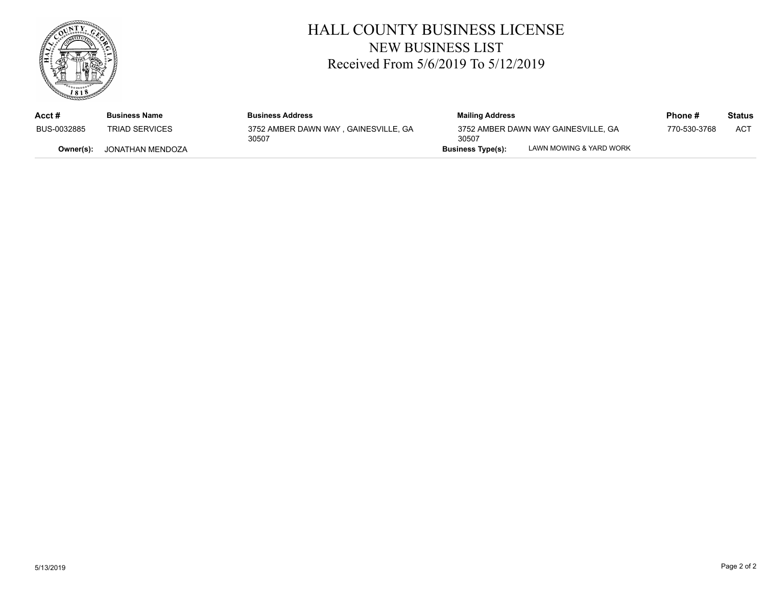# HALL COUNTY BUSINESS LICENSE

## NEW BUSINESS LIST

## Received From 5/6/2019 To 5/12/2019

| Acct # | Business Name | Business Address | Mailing Address | Phone # | Status |
|---|---|---|---|---|---|
| BUS-0032885 | TRIAD SERVICES | 3752 AMBER DAWN WAY , GAINESVILLE, GA 30507 | 3752 AMBER DAWN WAY GAINESVILLE, GA 30507 | 770-530-3768 | ACT |
| **Owner(s):** | JONATHAN MENDOZA | | **Business Type(s):** LAWN MOWING & YARD WORK | | |

5/13/2019